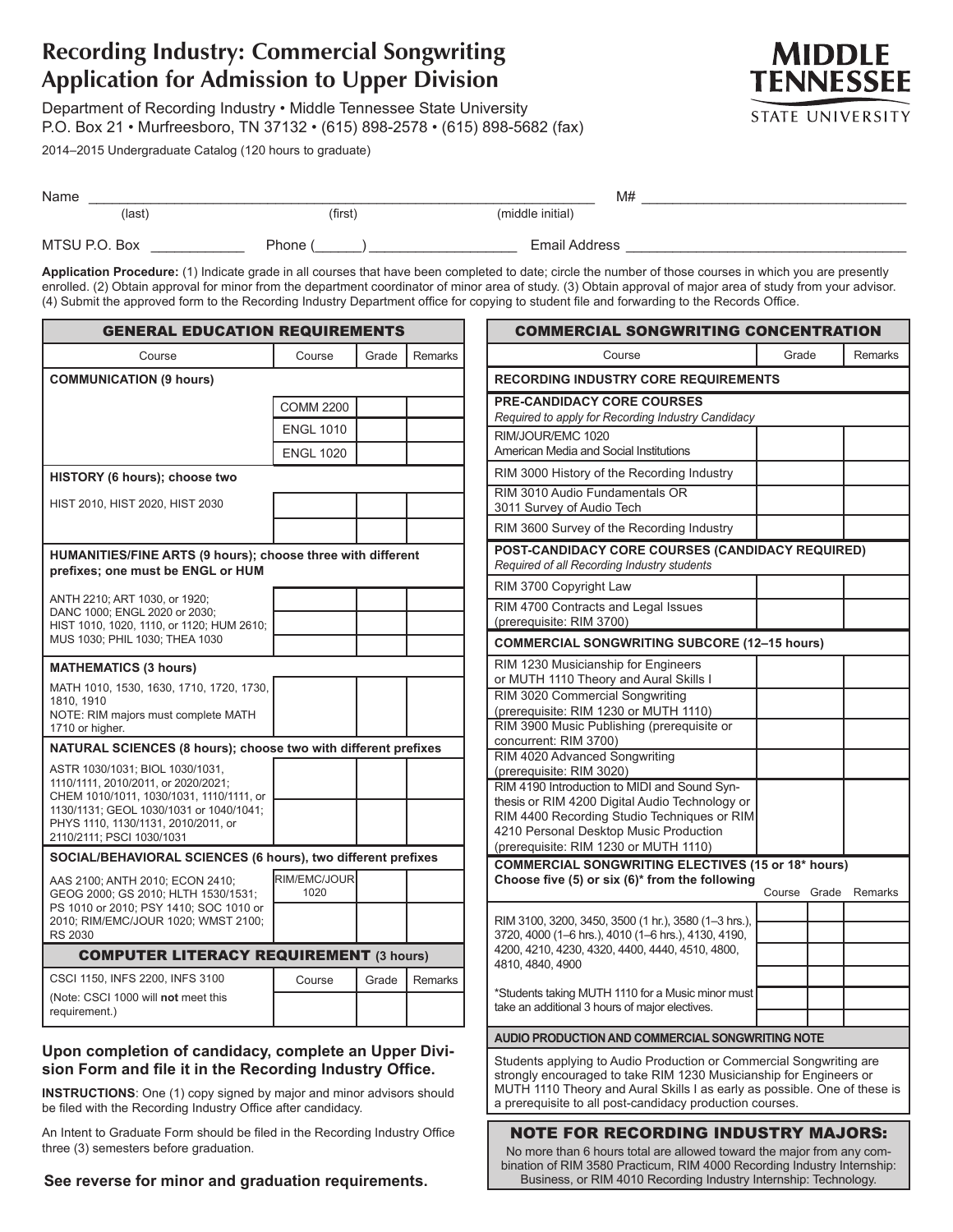# Recording Industry: Commercial Songwriting Application for Admission to Upper Division

Department of Recording Industry • Middle Tennessee State University
P.O. Box 21 • Murfreesboro, TN 37132 • (615) 898-2578 • (615) 898-5682 (fax)

2014–2015 Undergraduate Catalog (120 hours to graduate)

MIDDLE TENNESSEE STATE UNIVERSITY

Name ______________________________________________ M# ______________________
(last) (first) (middle initial)

MTSU P.O. Box __________ Phone (_____) _______________ Email Address ______________________

**Application Procedure:** (1) Indicate grade in all courses that have been completed to date; circle the number of those courses in which you are presently enrolled. (2) Obtain approval for minor from the department coordinator of minor area of study. (3) Obtain approval of major area of study from your advisor. (4) Submit the approved form to the Recording Industry Department office for copying to student file and forwarding to the Records Office.

## GENERAL EDUCATION REQUIREMENTS

| Course | Course | Grade | Remarks |
|---|---|---|---|
| **COMMUNICATION (9 hours)** | | | |
| | COMM 2200 | | |
| | ENGL 1010 | | |
| | ENGL 1020 | | |
| **HISTORY (6 hours); choose two** | | | |
| HIST 2010, HIST 2020, HIST 2030 | | | |
| | | | |
| **HUMANITIES/FINE ARTS (9 hours); choose three with different prefixes; one must be ENGL or HUM** | | | |
| ANTH 2210; ART 1030, or 1920; DANC 1000; ENGL 2020 or 2030; HIST 1010, 1020, 1110, or 1120; HUM 2610; MUS 1030; PHIL 1030; THEA 1030 | | | |
| | | | |
| | | | |
| **MATHEMATICS (3 hours)** | | | |
| MATH 1010, 1530, 1630, 1710, 1720, 1730, 1810, 1910 NOTE: RIM majors must complete MATH 1710 or higher. | | | |
| **NATURAL SCIENCES (8 hours); choose two with different prefixes** | | | |
| ASTR 1030/1031; BIOL 1030/1031, 1110/1111, 2010/2011, or 2020/2021; CHEM 1010/1011, 1030/1031, 1110/1111, or 1130/1131; GEOL 1030/1031 or 1040/1041; PHYS 1110, 1130/1131, 2010/2011, or 2110/2111; PSCI 1030/1031 | | | |
| | | | |
| **SOCIAL/BEHAVIORAL SCIENCES (6 hours), two different prefixes** | | | |
| AAS 2100; ANTH 2010; ECON 2410; GEOG 2000; GS 2010; HLTH 1530/1531; PS 1010 or 2010; PSY 1410; SOC 1010 or 2010; RIM/EMC/JOUR 1020; WMST 2100; RS 2030 | RIM/EMC/JOUR 1020 | | |
| | | | |

## COMPUTER LITERACY REQUIREMENT (3 hours)

| | Course | Grade | Remarks |
|---|---|---|---|
| CSCI 1150, INFS 2200, INFS 3100 (Note: CSCI 1000 will **not** meet this requirement.) | | | |

**Upon completion of candidacy, complete an Upper Division Form and file it in the Recording Industry Office.**

**INSTRUCTIONS**: One (1) copy signed by major and minor advisors should be filed with the Recording Industry Office after candidacy.

An Intent to Graduate Form should be filed in the Recording Industry Office three (3) semesters before graduation.

**See reverse for minor and graduation requirements.**

## COMMERCIAL SONGWRITING CONCENTRATION

| Course | Grade | Remarks |
|---|---|---|
| **RECORDING INDUSTRY CORE REQUIREMENTS** | | |
| **PRE-CANDIDACY CORE COURSES** *Required to apply for Recording Industry Candidacy* | | |
| RIM/JOUR/EMC 1020 American Media and Social Institutions | | |
| RIM 3000 History of the Recording Industry | | |
| RIM 3010 Audio Fundamentals OR 3011 Survey of Audio Tech | | |
| RIM 3600 Survey of the Recording Industry | | |
| **POST-CANDIDACY CORE COURSES (CANDIDACY REQUIRED)** *Required of all Recording Industry students* | | |
| RIM 3700 Copyright Law | | |
| RIM 4700 Contracts and Legal Issues (prerequisite: RIM 3700) | | |
| **COMMERCIAL SONGWRITING SUBCORE (12–15 hours)** | | |
| RIM 1230 Musicianship for Engineers or MUTH 1110 Theory and Aural Skills I | | |
| RIM 3020 Commercial Songwriting (prerequisite: RIM 1230 or MUTH 1110) | | |
| RIM 3900 Music Publishing (prerequisite or concurrent: RIM 3700) | | |
| RIM 4020 Advanced Songwriting (prerequisite: RIM 3020) | | |
| RIM 4190 Introduction to MIDI and Sound Synthesis or RIM 4200 Digital Audio Technology or RIM 4400 Recording Studio Techniques or RIM 4210 Personal Desktop Music Production (prerequisite: RIM 1230 or MUTH 1110) | | |

| **COMMERCIAL SONGWRITING ELECTIVES (15 or 18* hours) Choose five (5) or six (6)* from the following** | Course | Grade | Remarks |
|---|---|---|---|
| RIM 3100, 3200, 3450, 3500 (1 hr.), 3580 (1–3 hrs.), 3720, 4000 (1–6 hrs.), 4010 (1–6 hrs.), 4130, 4190, 4200, 4210, 4230, 4320, 4400, 4440, 4510, 4800, 4810, 4840, 4900 | | | |
| | | | |
| | | | |
| | | | |
| *Students taking MUTH 1110 for a Music minor must take an additional 3 hours of major electives. | | | |
| | | | |

### AUDIO PRODUCTION AND COMMERCIAL SONGWRITING NOTE

Students applying to Audio Production or Commercial Songwriting are strongly encouraged to take RIM 1230 Musicianship for Engineers or MUTH 1110 Theory and Aural Skills I as early as possible. One of these is a prerequisite to all post-candidacy production courses.

### NOTE FOR RECORDING INDUSTRY MAJORS:

No more than 6 hours total are allowed toward the major from any combination of RIM 3580 Practicum, RIM 4000 Recording Industry Internship: Business, or RIM 4010 Recording Industry Internship: Technology.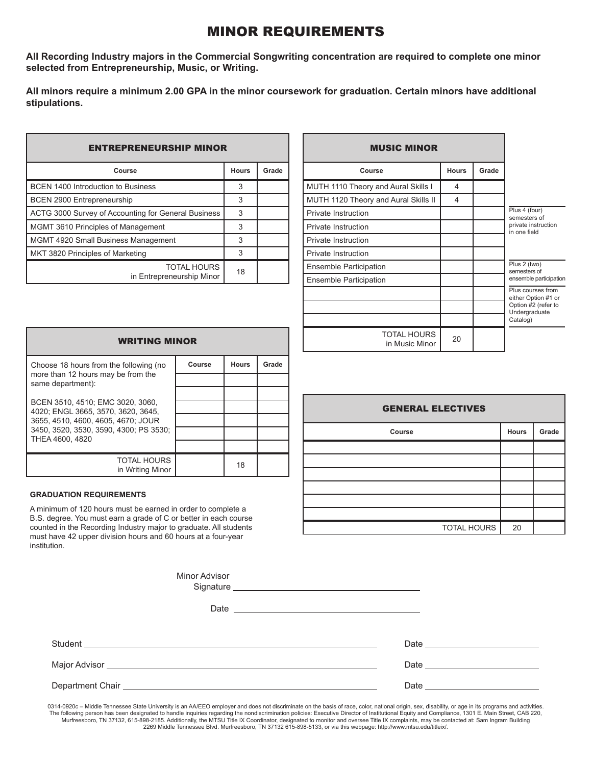# MINOR REQUIREMENTS

**All Recording Industry majors in the Commercial Songwriting concentration are required to complete one minor selected from Entrepreneurship, Music, or Writing.**

**All minors require a minimum 2.00 GPA in the minor coursework for graduation. Certain minors have additional stipulations.**

## ENTREPRENEURSHIP MINOR

| Course | Hours | Grade |
|---|---|---|
| BCEN 1400 Introduction to Business | 3 | |
| BCEN 2900 Entrepreneurship | 3 | |
| ACTG 3000 Survey of Accounting for General Business | 3 | |
| MGMT 3610 Principles of Management | 3 | |
| MGMT 4920 Small Business Management | 3 | |
| MKT 3820 Principles of Marketing | 3 | |
| TOTAL HOURS in Entrepreneurship Minor | 18 | |

## MUSIC MINOR

| Course | Hours | Grade | |
|---|---|---|---|
| MUTH 1110 Theory and Aural Skills I | 4 | | |
| MUTH 1120 Theory and Aural Skills II | 4 | | |
| Private Instruction | | | Plus 4 (four) semesters of private instruction in one field |
| Private Instruction | | | |
| Private Instruction | | | |
| Private Instruction | | | |
| Ensemble Participation | | | Plus 2 (two) semesters of ensemble participation |
| Ensemble Participation | | | |
| | | | Plus courses from either Option #1 or Option #2 (refer to Undergraduate Catalog) |
| | | | |
| | | | |
| TOTAL HOURS in Music Minor | 20 | | |

## WRITING MINOR

Choose 18 hours from the following (no more than 12 hours may be from the same department):

BCEN 3510, 4510; EMC 3020, 3060, 4020; ENGL 3665, 3570, 3620, 3645, 3655, 4510, 4600, 4605, 4670; JOUR 3450, 3520, 3530, 3590, 4300; PS 3530; THEA 4600, 4820

| Course | Hours | Grade |
|---|---|---|
| | | |
| | | |
| | | |
| | | |
| | | |
| | | |
| TOTAL HOURS in Writing Minor | 18 | |

## GENERAL ELECTIVES

| Course | Hours | Grade |
|---|---|---|
| | | |
| | | |
| | | |
| | | |
| | | |
| | | |
| TOTAL HOURS | 20 | |

**GRADUATION REQUIREMENTS**

A minimum of 120 hours must be earned in order to complete a B.S. degree. You must earn a grade of C or better in each course counted in the Recording Industry major to graduate. All students must have 42 upper division hours and 60 hours at a four-year institution.

Minor Advisor Signature ______________________

Date ______________________

Student ______________________ Date ______________________

Major Advisor ______________________ Date ______________________

Department Chair ______________________ Date ______________________

0314-0920c – Middle Tennessee State University is an AA/EEO employer and does not discriminate on the basis of race, color, national origin, sex, disability, or age in its programs and activities. The following person has been designated to handle inquiries regarding the nondiscrimination policies: Executive Director of Institutional Equity and Compliance, 1301 E. Main Street, CAB 220, Murfreesboro, TN 37132, 615-898-2185. Additionally, the MTSU Title IX Coordinator, designated to monitor and oversee Title IX complaints, may be contacted at: Sam Ingram Building 2269 Middle Tennessee Blvd. Murfreesboro, TN 37132 615-898-5133, or via this webpage: http://www.mtsu.edu/titleix/.